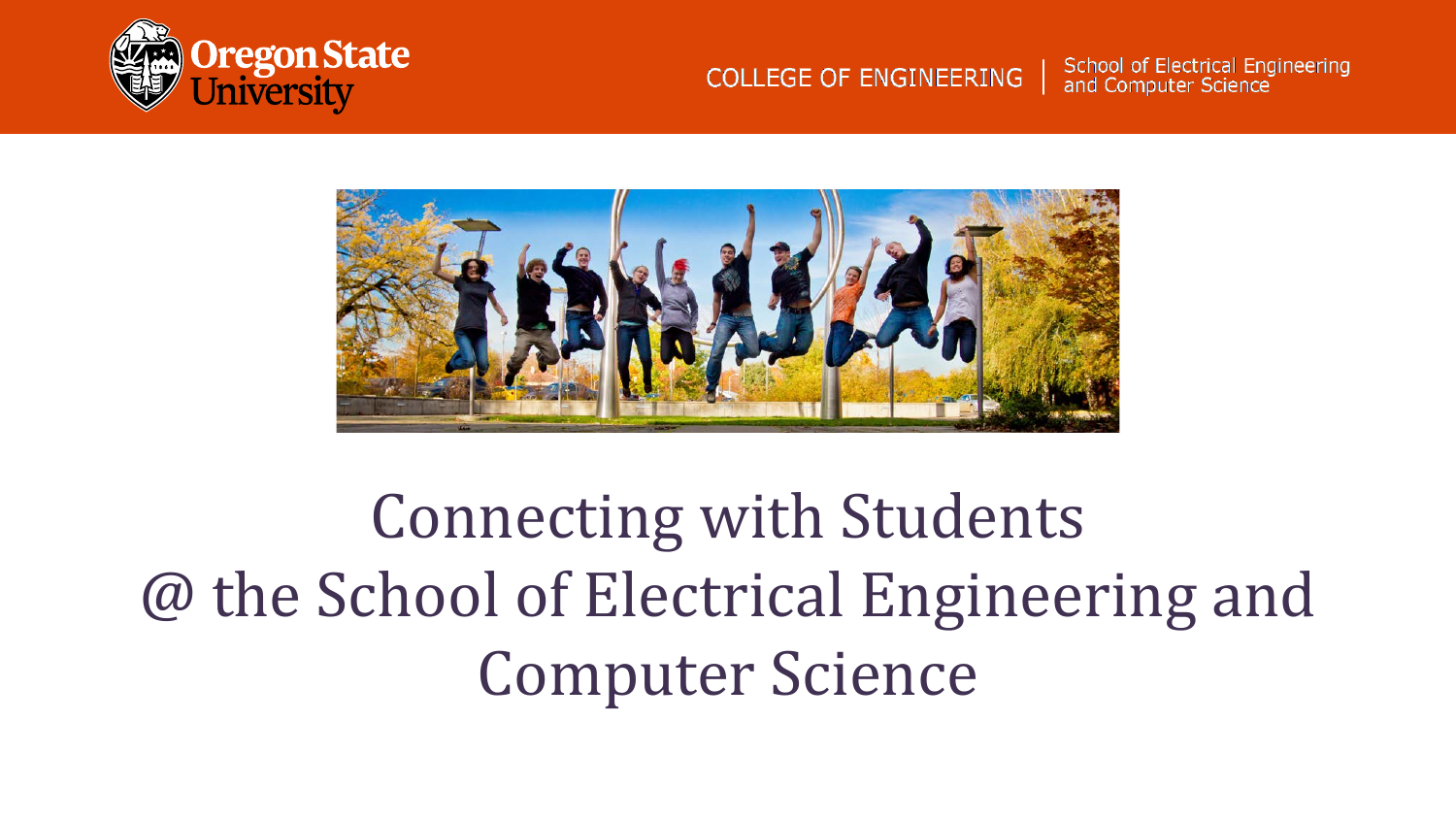# Connecting with Students @ the School of Electrical Engineering and Computer Science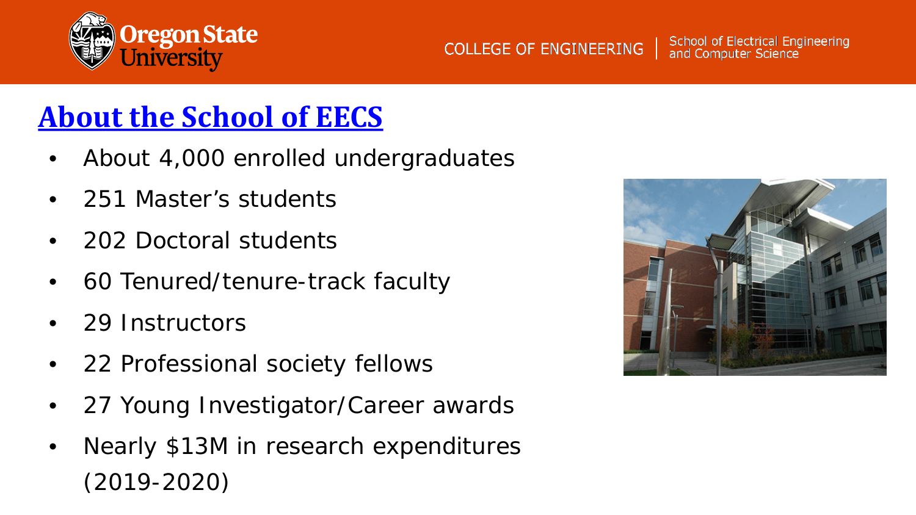## About the School of EECS

- About 4,000 enrolled undergraduates
- 251 Master's students
- 202 Doctoral students
- 60 Tenured/tenure-track faculty
- 29 Instructors
- 22 Professional society fellows
- 27 Young Investigator/Career awards
- Nearly $13M in research expenditures (2019-2020)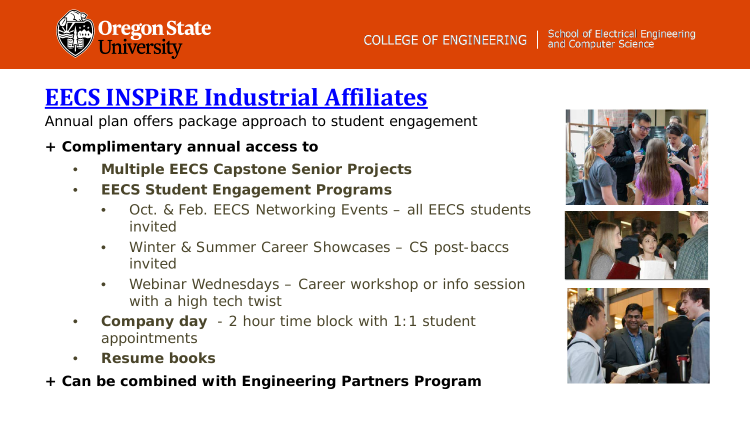## EECS INSPiRE Industrial Affiliates

Annual plan offers package approach to student engagement

**+ Complimentary annual access to**

- **Multiple EECS Capstone Senior Projects**
- **EECS Student Engagement Programs**
  - Oct. & Feb. EECS Networking Events – all EECS students invited
  - Winter & Summer Career Showcases – CS post-baccs invited
  - Webinar Wednesdays – Career workshop or info session with a high tech twist
- **Company day** - 2 hour time block with 1:1 student appointments
- **Resume books**

**+ Can be combined with Engineering Partners Program**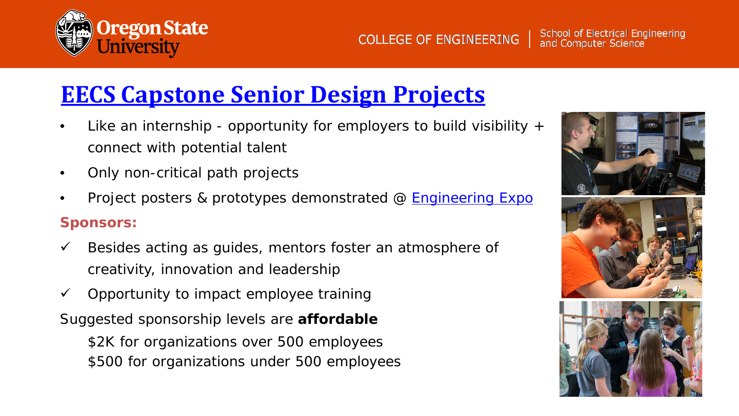# EECS Capstone Senior Design Projects

- Like an internship - opportunity for employers to build visibility + connect with potential talent
- Only non-critical path projects
- Project posters & prototypes demonstrated @ Engineering Expo

**Sponsors:**

- ✓ Besides acting as guides, mentors foster an atmosphere of creativity, innovation and leadership
- ✓ Opportunity to impact employee training

Suggested sponsorship levels are **affordable**

$2K for organizations over 500 employees

$500 for organizations under 500 employees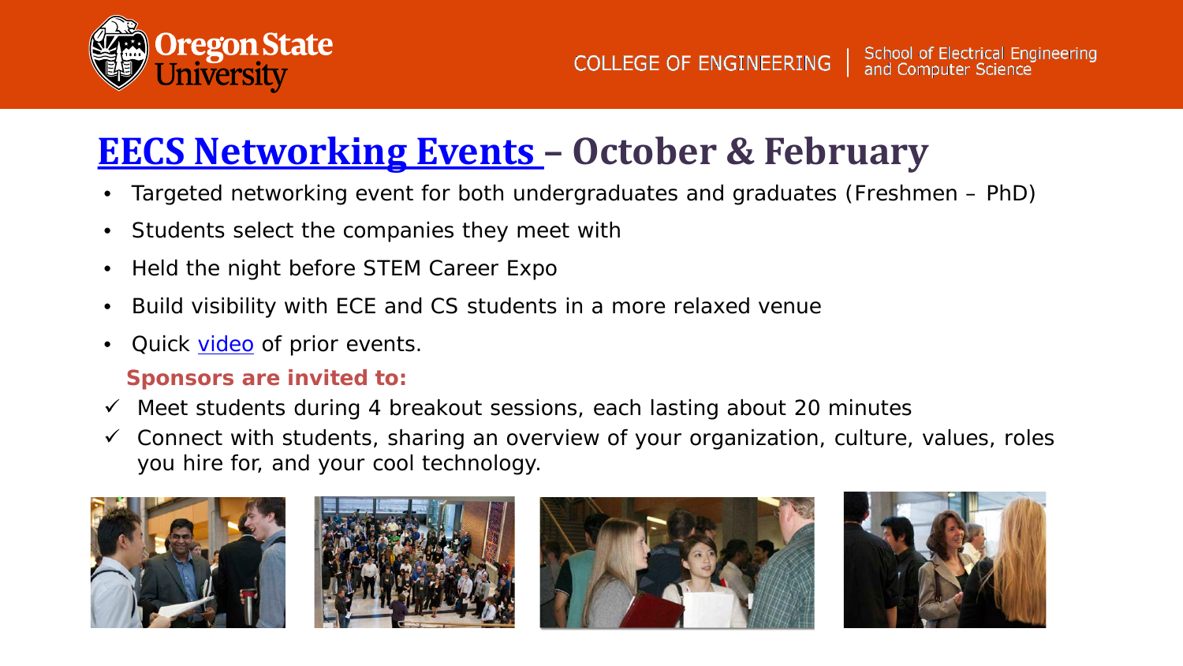## EECS Networking Events – October & February

- Targeted networking event for both undergraduates and graduates (Freshmen – PhD)
- Students select the companies they meet with
- Held the night before STEM Career Expo
- Build visibility with ECE and CS students in a more relaxed venue
- Quick video of prior events.

**Sponsors are invited to:**

- ✓ Meet students during 4 breakout sessions, each lasting about 20 minutes
- ✓ Connect with students, sharing an overview of your organization, culture, values, roles you hire for, and your cool technology.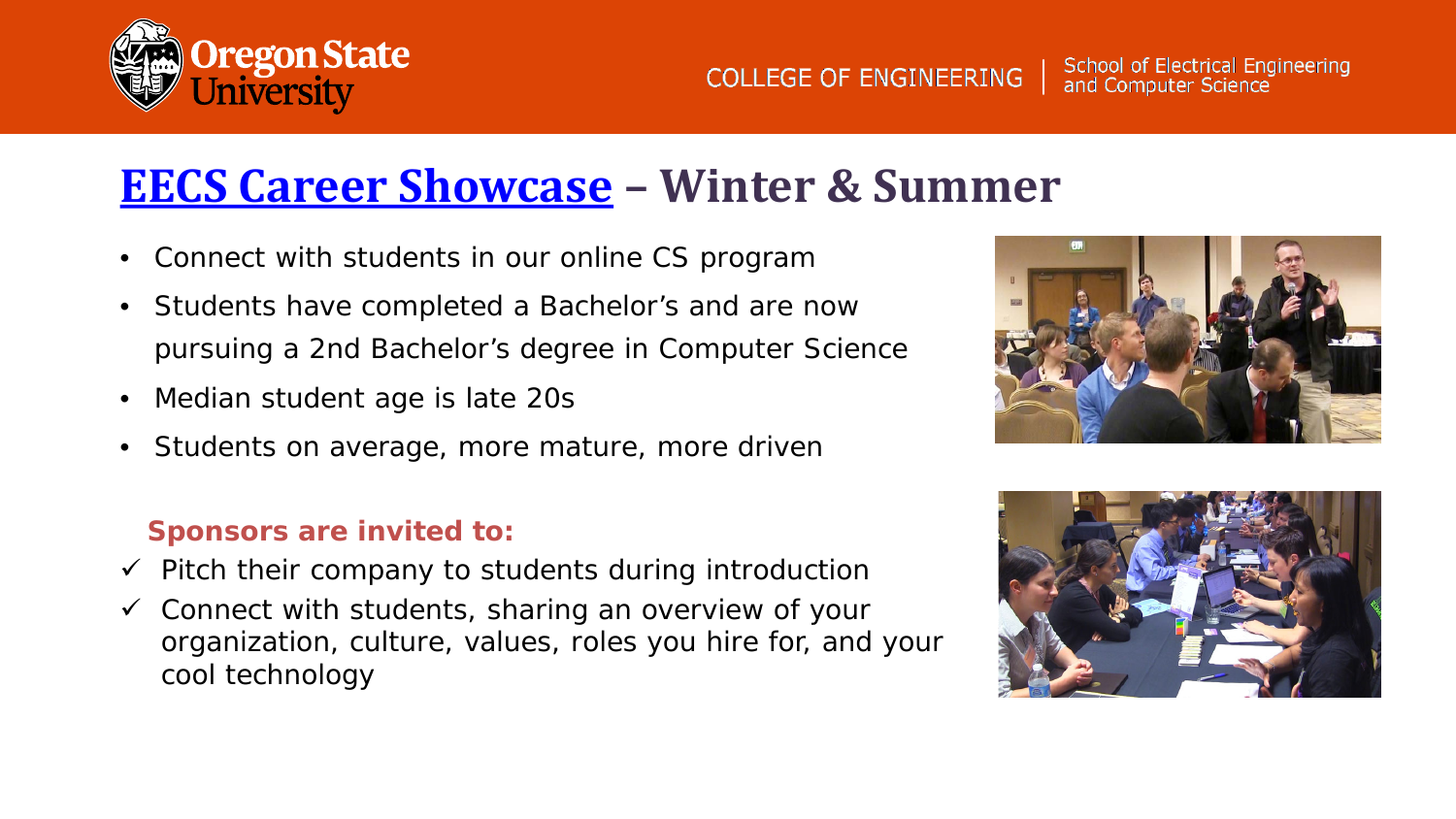## EECS Career Showcase – Winter & Summer

- Connect with students in our online CS program
- Students have completed a Bachelor's and are now pursuing a 2nd Bachelor's degree in Computer Science
- Median student age is late 20s
- Students on average, more mature, more driven

**Sponsors are invited to:**

- ✓ Pitch their company to students during introduction
- ✓ Connect with students, sharing an overview of your organization, culture, values, roles you hire for, and your cool technology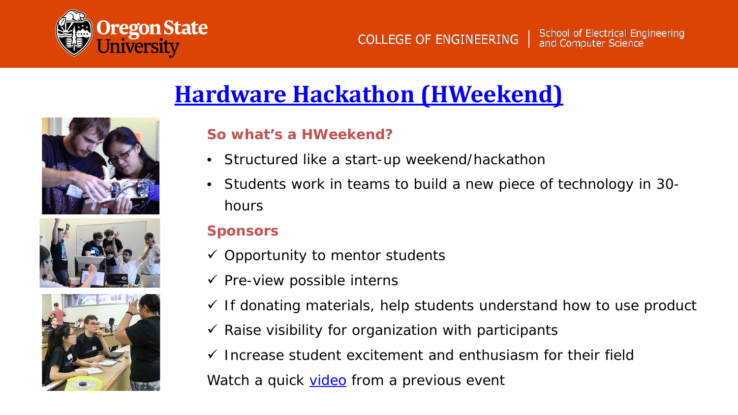# Hardware Hackathon (HWeekend)

### So what's a HWeekend?

- Structured like a start-up weekend/hackathon
- Students work in teams to build a new piece of technology in 30-hours

### Sponsors

- ✓ Opportunity to mentor students
- ✓ Pre-view possible interns
- ✓ If donating materials, help students understand how to use product
- ✓ Raise visibility for organization with participants
- ✓ Increase student excitement and enthusiasm for their field

Watch a quick video from a previous event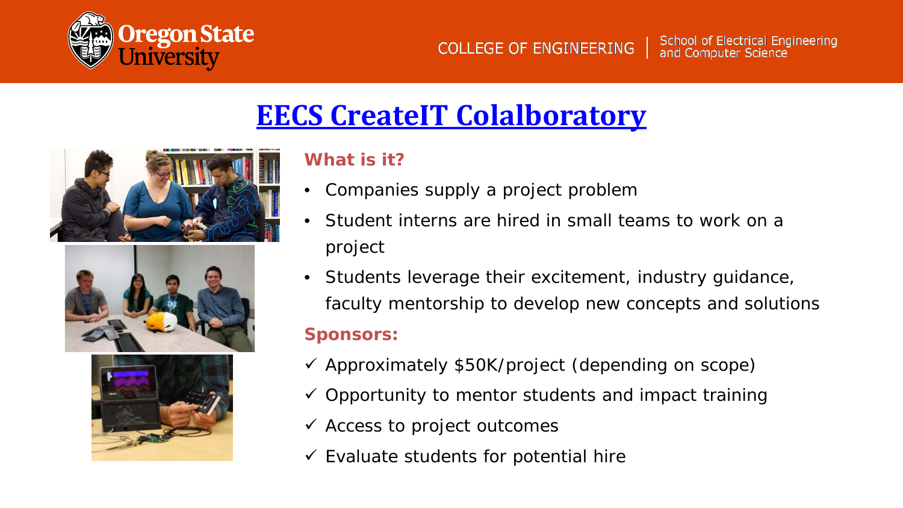# EECS CreateIT Colalboratory

**What is it?**

- Companies supply a project problem
- Student interns are hired in small teams to work on a project
- Students leverage their excitement, industry guidance, faculty mentorship to develop new concepts and solutions

**Sponsors:**

- ✓ Approximately $50K/project (depending on scope)
- ✓ Opportunity to mentor students and impact training
- ✓ Access to project outcomes
- ✓ Evaluate students for potential hire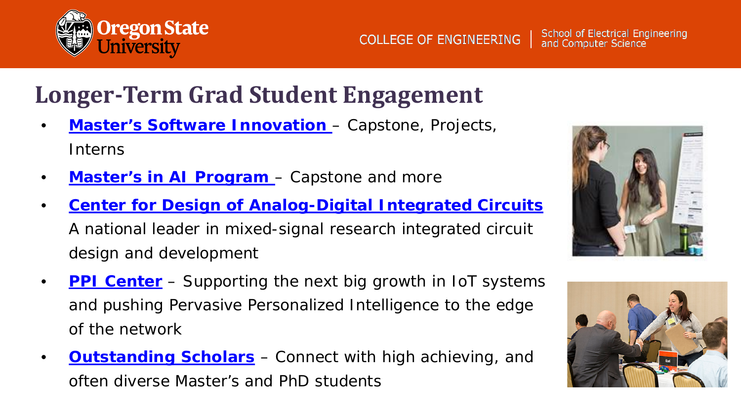# Longer-Term Grad Student Engagement

- **Master's Software Innovation** – Capstone, Projects, Interns
- **Master's in AI Program** – Capstone and more
- **Center for Design of Analog-Digital Integrated Circuits**
  A national leader in mixed-signal research integrated circuit design and development
- **PPI Center** – Supporting the next big growth in IoT systems and pushing Pervasive Personalized Intelligence to the edge of the network
- **Outstanding Scholars** – Connect with high achieving, and often diverse Master's and PhD students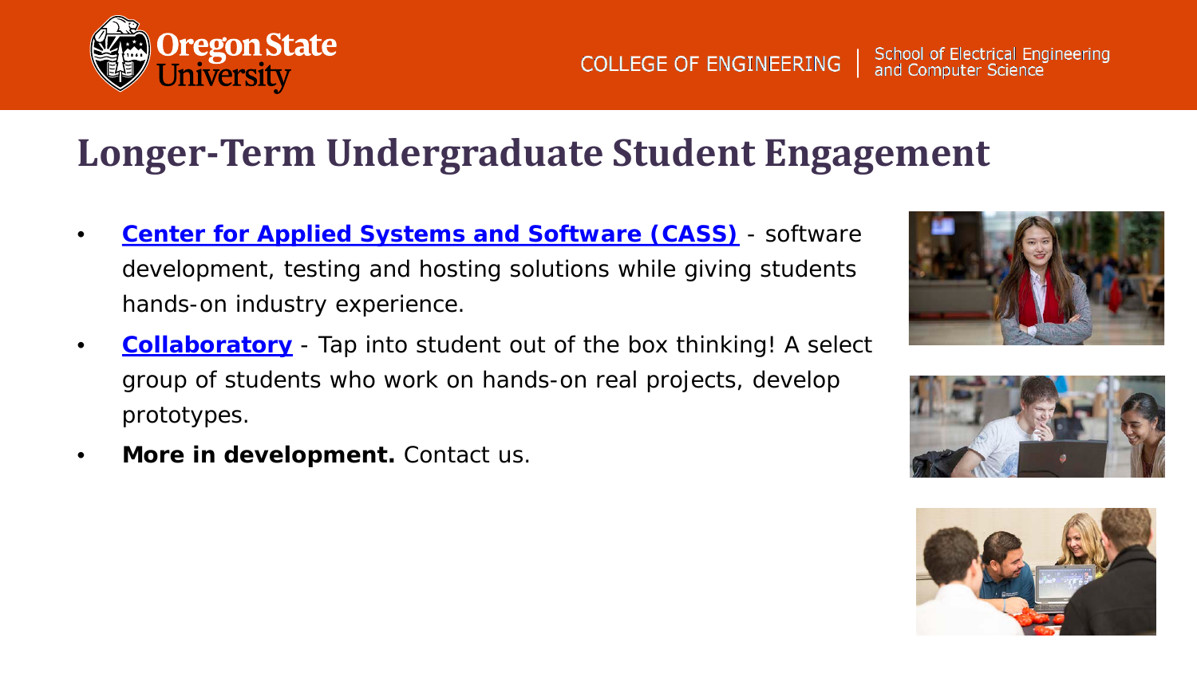# Longer-Term Undergraduate Student Engagement

- **Center for Applied Systems and Software (CASS)** - software development, testing and hosting solutions while giving students hands-on industry experience.
- **Collaboratory** - Tap into student out of the box thinking! A select group of students who work on hands-on real projects, develop prototypes.
- **More in development.** Contact us.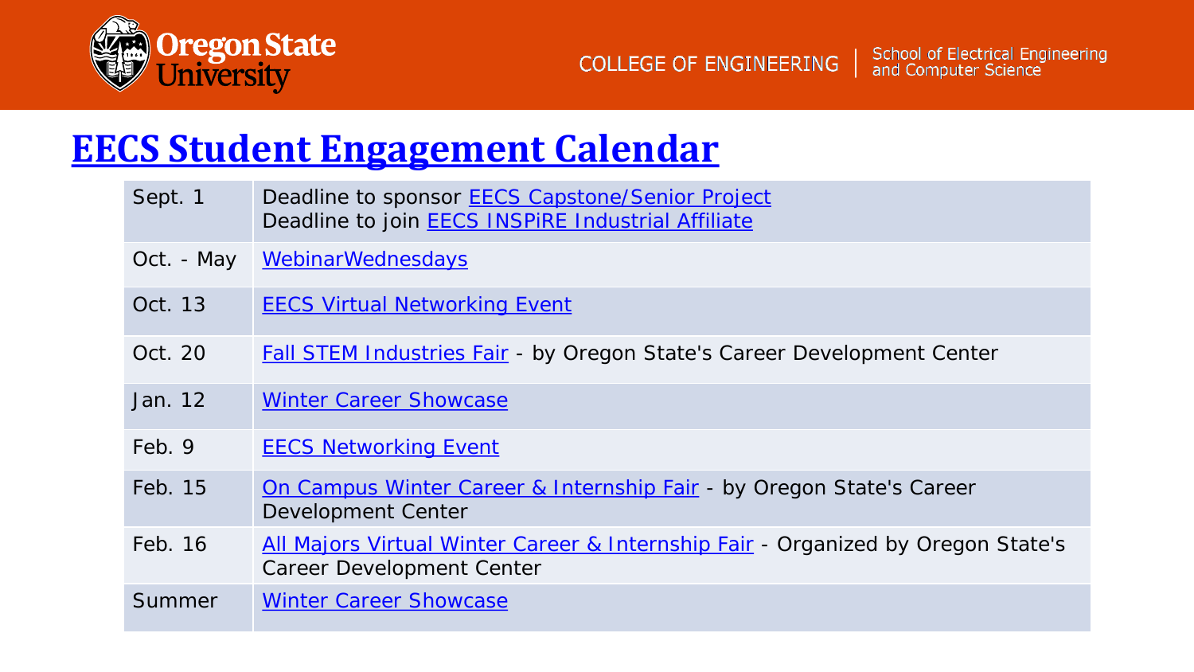# EECS Student Engagement Calendar

| Date | Event |
| --- | --- |
| Sept. 1 | Deadline to sponsor EECS Capstone/Senior Project<br>Deadline to join EECS INSPiRE Industrial Affiliate |
| Oct. - May | WebinarWednesdays |
| Oct. 13 | EECS Virtual Networking Event |
| Oct. 20 | Fall STEM Industries Fair - by Oregon State's Career Development Center |
| Jan. 12 | Winter Career Showcase |
| Feb. 9 | EECS Networking Event |
| Feb. 15 | On Campus Winter Career & Internship Fair - by Oregon State's Career Development Center |
| Feb. 16 | All Majors Virtual Winter Career & Internship Fair - Organized by Oregon State's Career Development Center |
| Summer | Winter Career Showcase |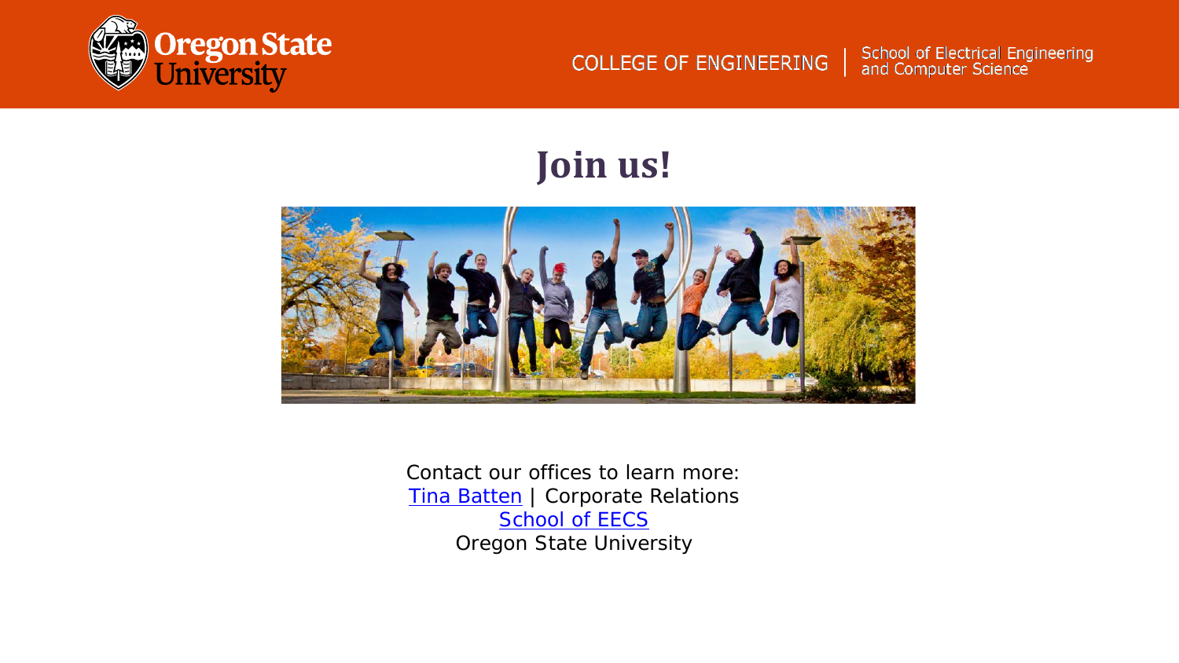# Join us!

Contact our offices to learn more:
Tina Batten | Corporate Relations
School of EECS
Oregon State University